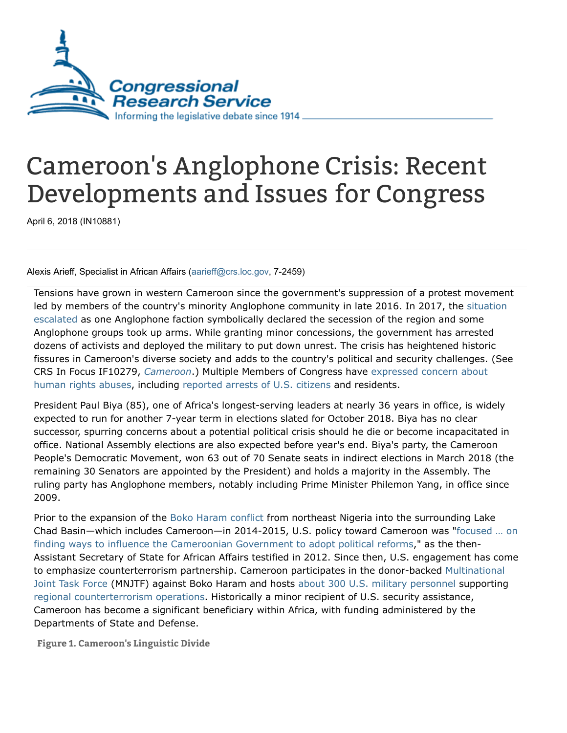Congressional Research Service
Informing the legislative debate since 1914

# Cameroon's Anglophone Crisis: Recent Developments and Issues for Congress

April 6, 2018 (IN10881)

Alexis Arieff, Specialist in African Affairs (aarieff@crs.loc.gov, 7-2459)

Tensions have grown in western Cameroon since the government's suppression of a protest movement led by members of the country's minority Anglophone community in late 2016. In 2017, the situation escalated as one Anglophone faction symbolically declared the secession of the region and some Anglophone groups took up arms. While granting minor concessions, the government has arrested dozens of activists and deployed the military to put down unrest. The crisis has heightened historic fissures in Cameroon's diverse society and adds to the country's political and security challenges. (See CRS In Focus IF10279, *Cameroon*.) Multiple Members of Congress have expressed concern about human rights abuses, including reported arrests of U.S. citizens and residents.

President Paul Biya (85), one of Africa's longest-serving leaders at nearly 36 years in office, is widely expected to run for another 7-year term in elections slated for October 2018. Biya has no clear successor, spurring concerns about a potential political crisis should he die or become incapacitated in office. National Assembly elections are also expected before year's end. Biya's party, the Cameroon People's Democratic Movement, won 63 out of 70 Senate seats in indirect elections in March 2018 (the remaining 30 Senators are appointed by the President) and holds a majority in the Assembly. The ruling party has Anglophone members, notably including Prime Minister Philemon Yang, in office since 2009.

Prior to the expansion of the Boko Haram conflict from northeast Nigeria into the surrounding Lake Chad Basin—which includes Cameroon—in 2014-2015, U.S. policy toward Cameroon was "focused … on finding ways to influence the Cameroonian Government to adopt political reforms," as the then-Assistant Secretary of State for African Affairs testified in 2012. Since then, U.S. engagement has come to emphasize counterterrorism partnership. Cameroon participates in the donor-backed Multinational Joint Task Force (MNJTF) against Boko Haram and hosts about 300 U.S. military personnel supporting regional counterterrorism operations. Historically a minor recipient of U.S. security assistance, Cameroon has become a significant beneficiary within Africa, with funding administered by the Departments of State and Defense.

**Figure 1. Cameroon's Linguistic Divide**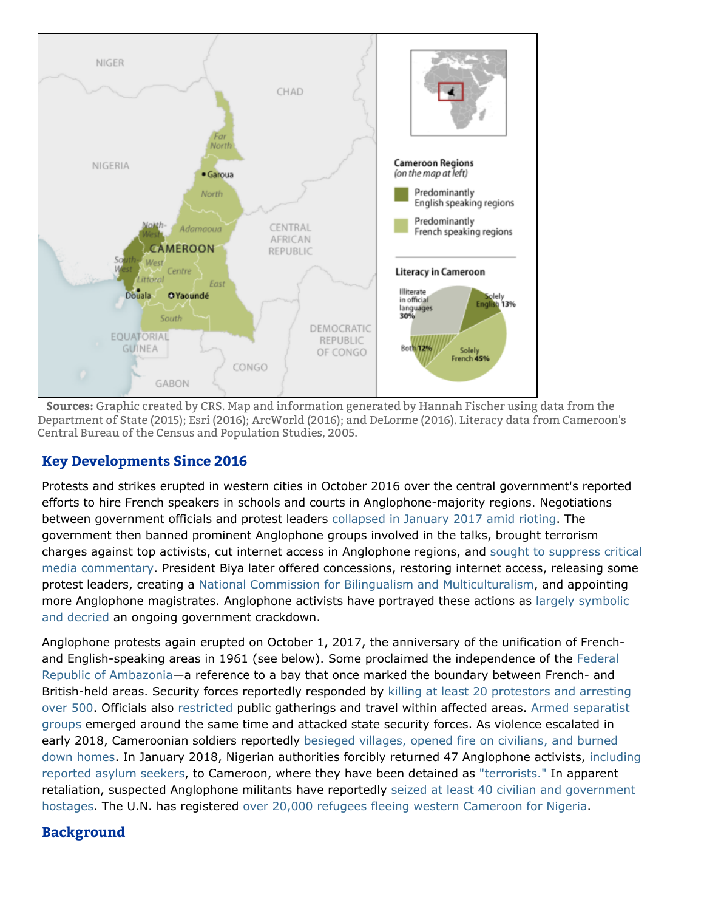**Sources:** Graphic created by CRS. Map and information generated by Hannah Fischer using data from the Department of State (2015); Esri (2016); ArcWorld (2016); and DeLorme (2016). Literacy data from Cameroon's Central Bureau of the Census and Population Studies, 2005.

## Key Developments Since 2016

Protests and strikes erupted in western cities in October 2016 over the central government's reported efforts to hire French speakers in schools and courts in Anglophone-majority regions. Negotiations between government officials and protest leaders collapsed in January 2017 amid rioting. The government then banned prominent Anglophone groups involved in the talks, brought terrorism charges against top activists, cut internet access in Anglophone regions, and sought to suppress critical media commentary. President Biya later offered concessions, restoring internet access, releasing some protest leaders, creating a National Commission for Bilingualism and Multiculturalism, and appointing more Anglophone magistrates. Anglophone activists have portrayed these actions as largely symbolic and decried an ongoing government crackdown.

Anglophone protests again erupted on October 1, 2017, the anniversary of the unification of French- and English-speaking areas in 1961 (see below). Some proclaimed the independence of the Federal Republic of Ambazonia—a reference to a bay that once marked the boundary between French- and British-held areas. Security forces reportedly responded by killing at least 20 protestors and arresting over 500. Officials also restricted public gatherings and travel within affected areas. Armed separatist groups emerged around the same time and attacked state security forces. As violence escalated in early 2018, Cameroonian soldiers reportedly besieged villages, opened fire on civilians, and burned down homes. In January 2018, Nigerian authorities forcibly returned 47 Anglophone activists, including reported asylum seekers, to Cameroon, where they have been detained as "terrorists." In apparent retaliation, suspected Anglophone militants have reportedly seized at least 40 civilian and government hostages. The U.N. has registered over 20,000 refugees fleeing western Cameroon for Nigeria.

## Background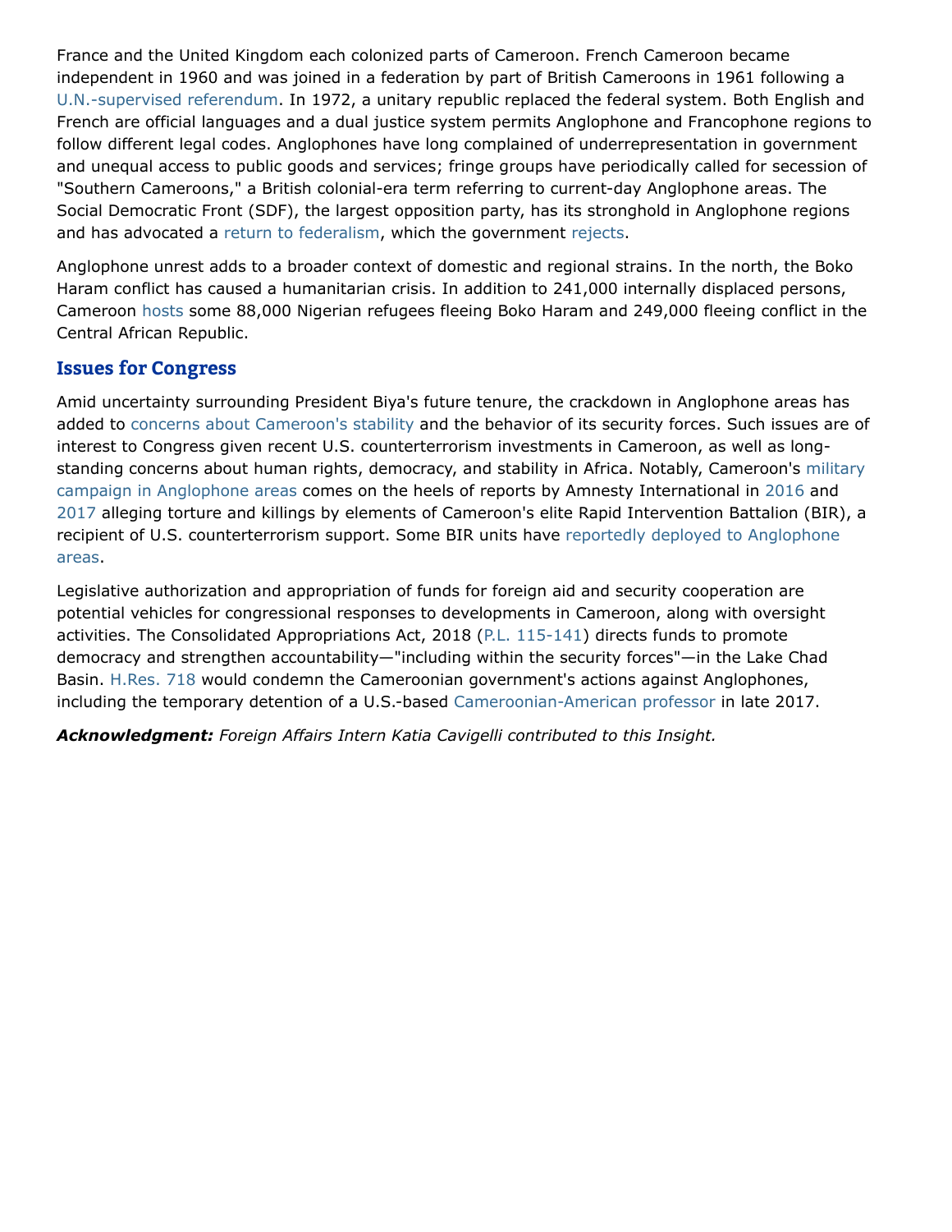France and the United Kingdom each colonized parts of Cameroon. French Cameroon became independent in 1960 and was joined in a federation by part of British Cameroons in 1961 following a U.N.-supervised referendum. In 1972, a unitary republic replaced the federal system. Both English and French are official languages and a dual justice system permits Anglophone and Francophone regions to follow different legal codes. Anglophones have long complained of underrepresentation in government and unequal access to public goods and services; fringe groups have periodically called for secession of "Southern Cameroons," a British colonial-era term referring to current-day Anglophone areas. The Social Democratic Front (SDF), the largest opposition party, has its stronghold in Anglophone regions and has advocated a return to federalism, which the government rejects.

Anglophone unrest adds to a broader context of domestic and regional strains. In the north, the Boko Haram conflict has caused a humanitarian crisis. In addition to 241,000 internally displaced persons, Cameroon hosts some 88,000 Nigerian refugees fleeing Boko Haram and 249,000 fleeing conflict in the Central African Republic.

## Issues for Congress

Amid uncertainty surrounding President Biya's future tenure, the crackdown in Anglophone areas has added to concerns about Cameroon's stability and the behavior of its security forces. Such issues are of interest to Congress given recent U.S. counterterrorism investments in Cameroon, as well as long-standing concerns about human rights, democracy, and stability in Africa. Notably, Cameroon's military campaign in Anglophone areas comes on the heels of reports by Amnesty International in 2016 and 2017 alleging torture and killings by elements of Cameroon's elite Rapid Intervention Battalion (BIR), a recipient of U.S. counterterrorism support. Some BIR units have reportedly deployed to Anglophone areas.

Legislative authorization and appropriation of funds for foreign aid and security cooperation are potential vehicles for congressional responses to developments in Cameroon, along with oversight activities. The Consolidated Appropriations Act, 2018 (P.L. 115-141) directs funds to promote democracy and strengthen accountability—"including within the security forces"—in the Lake Chad Basin. H.Res. 718 would condemn the Cameroonian government's actions against Anglophones, including the temporary detention of a U.S.-based Cameroonian-American professor in late 2017.

***Acknowledgment:*** *Foreign Affairs Intern Katia Cavigelli contributed to this Insight.*